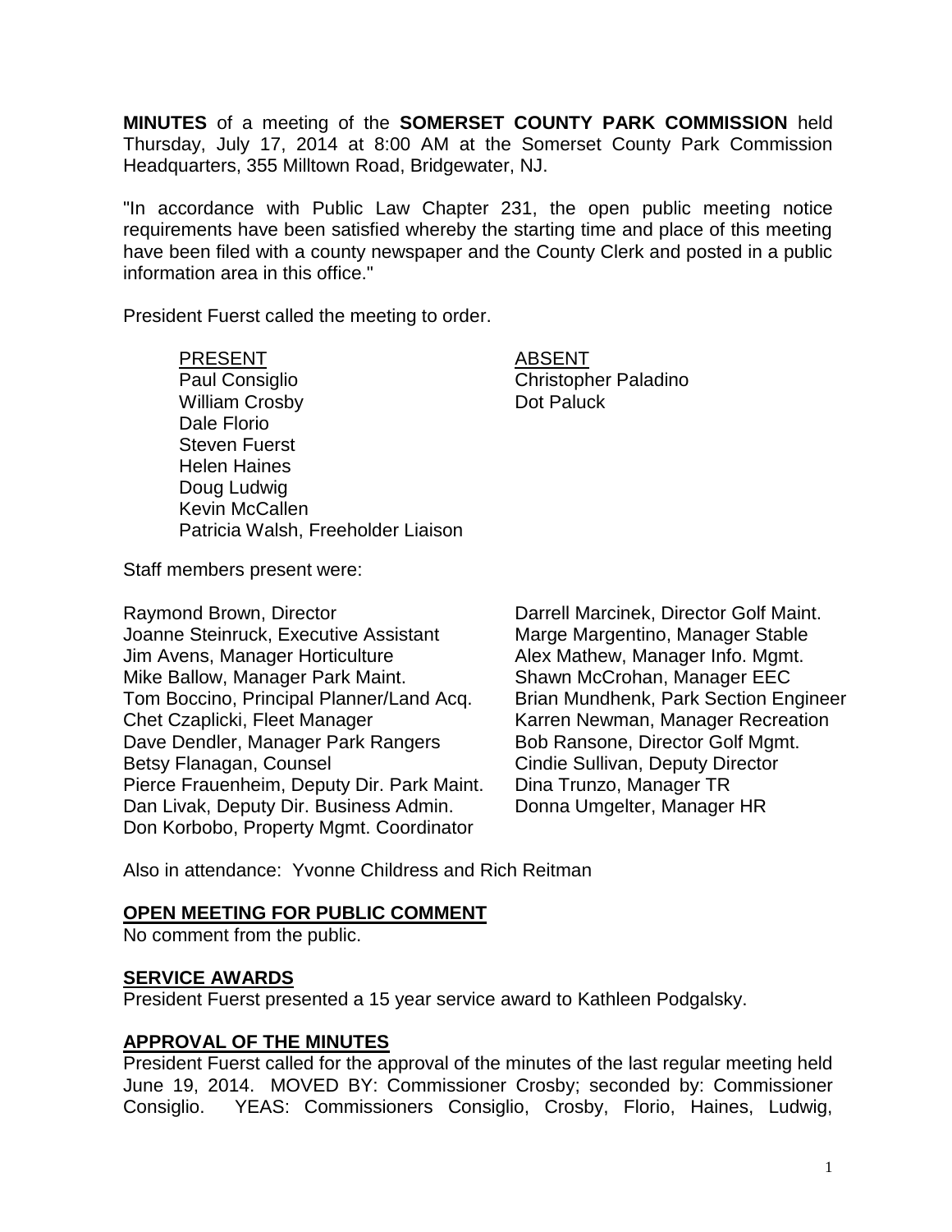**MINUTES** of a meeting of the **SOMERSET COUNTY PARK COMMISSION** held Thursday, July 17, 2014 at 8:00 AM at the Somerset County Park Commission Headquarters, 355 Milltown Road, Bridgewater, NJ.

"In accordance with Public Law Chapter 231, the open public meeting notice requirements have been satisfied whereby the starting time and place of this meeting have been filed with a county newspaper and the County Clerk and posted in a public information area in this office."

President Fuerst called the meeting to order.

| PRESENT | ABSENT |
|---|---|
| Paul Consiglio | Christopher Paladino |
| William Crosby | Dot Paluck |
| Dale Florio | |
| Steven Fuerst | |
| Helen Haines | |
| Doug Ludwig | |
| Kevin McCallen | |
| Patricia Walsh, Freeholder Liaison | |

Staff members present were:

Raymond Brown, Director
Joanne Steinruck, Executive Assistant
Jim Avens, Manager Horticulture
Mike Ballow, Manager Park Maint.
Tom Boccino, Principal Planner/Land Acq.
Chet Czaplicki, Fleet Manager
Dave Dendler, Manager Park Rangers
Betsy Flanagan, Counsel
Pierce Frauenheim, Deputy Dir. Park Maint.
Dan Livak, Deputy Dir. Business Admin.
Don Korbobo, Property Mgmt. Coordinator
Darrell Marcinek, Director Golf Maint.
Marge Margentino, Manager Stable
Alex Mathew, Manager Info. Mgmt.
Shawn McCrohan, Manager EEC
Brian Mundhenk, Park Section Engineer
Karren Newman, Manager Recreation
Bob Ransone, Director Golf Mgmt.
Cindie Sullivan, Deputy Director
Dina Trunzo, Manager TR
Donna Umgelter, Manager HR

Also in attendance: Yvonne Childress and Rich Reitman

## OPEN MEETING FOR PUBLIC COMMENT

No comment from the public.

## SERVICE AWARDS

President Fuerst presented a 15 year service award to Kathleen Podgalsky.

## APPROVAL OF THE MINUTES

President Fuerst called for the approval of the minutes of the last regular meeting held June 19, 2014. MOVED BY: Commissioner Crosby; seconded by: Commissioner Consiglio. YEAS: Commissioners Consiglio, Crosby, Florio, Haines, Ludwig,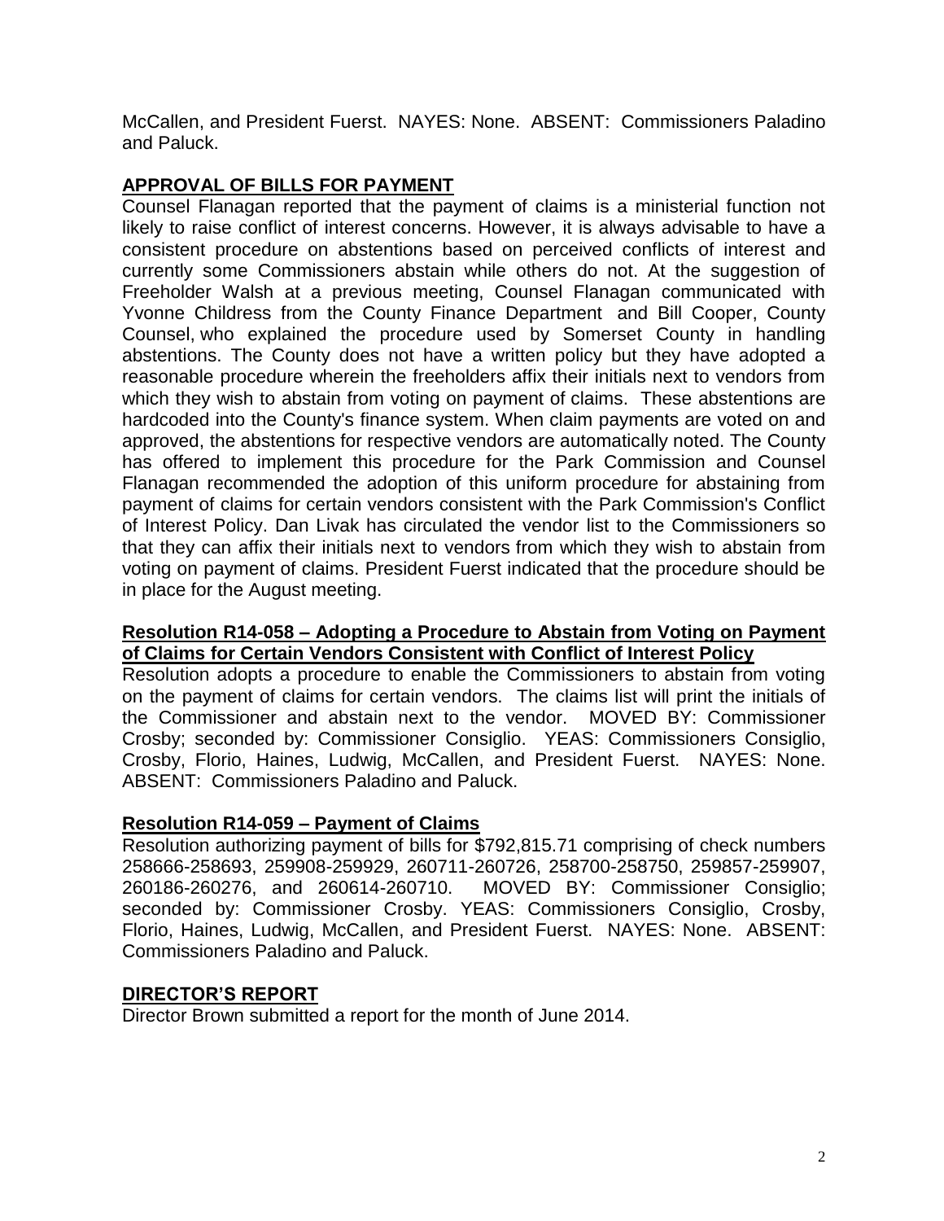McCallen, and President Fuerst. NAYES: None. ABSENT: Commissioners Paladino and Paluck.

## **APPROVAL OF BILLS FOR PAYMENT**

Counsel Flanagan reported that the payment of claims is a ministerial function not likely to raise conflict of interest concerns. However, it is always advisable to have a consistent procedure on abstentions based on perceived conflicts of interest and currently some Commissioners abstain while others do not. At the suggestion of Freeholder Walsh at a previous meeting, Counsel Flanagan communicated with Yvonne Childress from the County Finance Department and Bill Cooper, County Counsel, who explained the procedure used by Somerset County in handling abstentions. The County does not have a written policy but they have adopted a reasonable procedure wherein the freeholders affix their initials next to vendors from which they wish to abstain from voting on payment of claims. These abstentions are hardcoded into the County's finance system. When claim payments are voted on and approved, the abstentions for respective vendors are automatically noted. The County has offered to implement this procedure for the Park Commission and Counsel Flanagan recommended the adoption of this uniform procedure for abstaining from payment of claims for certain vendors consistent with the Park Commission's Conflict of Interest Policy. Dan Livak has circulated the vendor list to the Commissioners so that they can affix their initials next to vendors from which they wish to abstain from voting on payment of claims. President Fuerst indicated that the procedure should be in place for the August meeting.

### **Resolution R14-058 – Adopting a Procedure to Abstain from Voting on Payment of Claims for Certain Vendors Consistent with Conflict of Interest Policy**

Resolution adopts a procedure to enable the Commissioners to abstain from voting on the payment of claims for certain vendors. The claims list will print the initials of the Commissioner and abstain next to the vendor. MOVED BY: Commissioner Crosby; seconded by: Commissioner Consiglio. YEAS: Commissioners Consiglio, Crosby, Florio, Haines, Ludwig, McCallen, and President Fuerst. NAYES: None. ABSENT: Commissioners Paladino and Paluck.

### **Resolution R14-059 – Payment of Claims**

Resolution authorizing payment of bills for $792,815.71 comprising of check numbers 258666-258693, 259908-259929, 260711-260726, 258700-258750, 259857-259907, 260186-260276, and 260614-260710. MOVED BY: Commissioner Consiglio; seconded by: Commissioner Crosby. YEAS: Commissioners Consiglio, Crosby, Florio, Haines, Ludwig, McCallen, and President Fuerst. NAYES: None. ABSENT: Commissioners Paladino and Paluck.

## **DIRECTOR'S REPORT**

Director Brown submitted a report for the month of June 2014.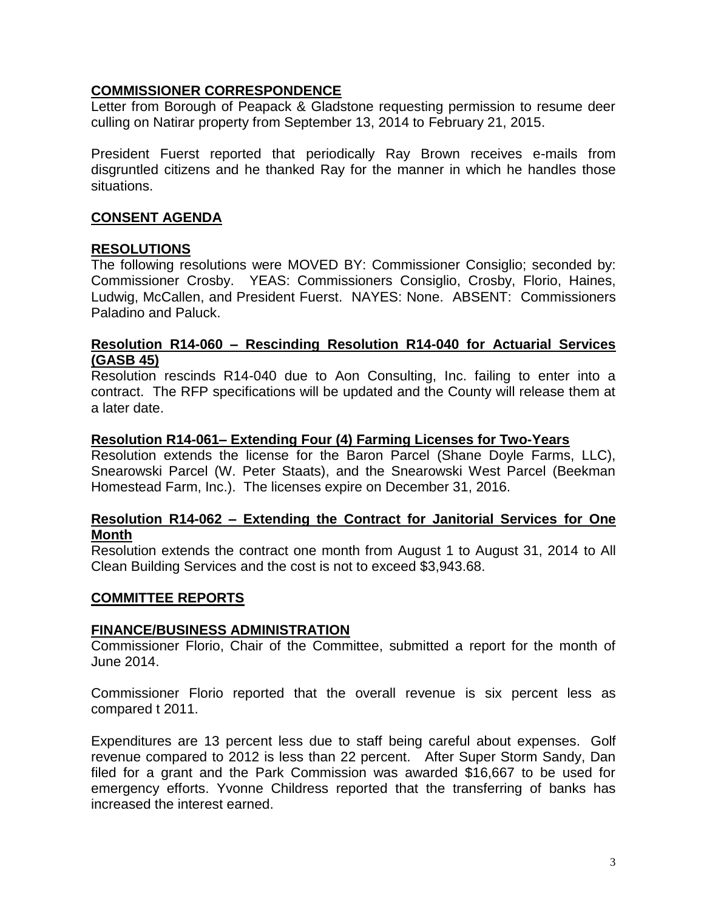**COMMISSIONER CORRESPONDENCE**

Letter from Borough of Peapack & Gladstone requesting permission to resume deer culling on Natirar property from September 13, 2014 to February 21, 2015.

President Fuerst reported that periodically Ray Brown receives e-mails from disgruntled citizens and he thanked Ray for the manner in which he handles those situations.

**CONSENT AGENDA**

**RESOLUTIONS**

The following resolutions were MOVED BY: Commissioner Consiglio; seconded by: Commissioner Crosby. YEAS: Commissioners Consiglio, Crosby, Florio, Haines, Ludwig, McCallen, and President Fuerst. NAYES: None. ABSENT: Commissioners Paladino and Paluck.

**Resolution R14-060 – Rescinding Resolution R14-040 for Actuarial Services (GASB 45)**

Resolution rescinds R14-040 due to Aon Consulting, Inc. failing to enter into a contract. The RFP specifications will be updated and the County will release them at a later date.

**Resolution R14-061– Extending Four (4) Farming Licenses for Two-Years**

Resolution extends the license for the Baron Parcel (Shane Doyle Farms, LLC), Snearowski Parcel (W. Peter Staats), and the Snearowski West Parcel (Beekman Homestead Farm, Inc.). The licenses expire on December 31, 2016.

**Resolution R14-062 – Extending the Contract for Janitorial Services for One Month**

Resolution extends the contract one month from August 1 to August 31, 2014 to All Clean Building Services and the cost is not to exceed $3,943.68.

**COMMITTEE REPORTS**

**FINANCE/BUSINESS ADMINISTRATION**

Commissioner Florio, Chair of the Committee, submitted a report for the month of June 2014.

Commissioner Florio reported that the overall revenue is six percent less as compared t 2011.

Expenditures are 13 percent less due to staff being careful about expenses. Golf revenue compared to 2012 is less than 22 percent. After Super Storm Sandy, Dan filed for a grant and the Park Commission was awarded $16,667 to be used for emergency efforts. Yvonne Childress reported that the transferring of banks has increased the interest earned.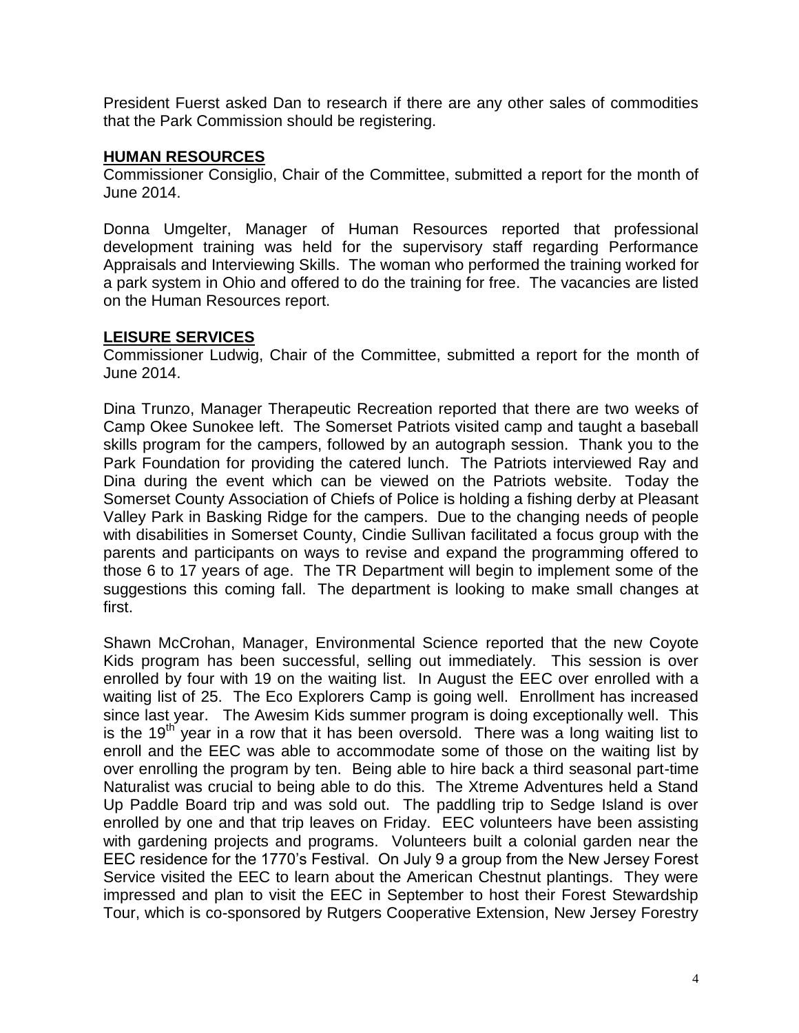President Fuerst asked Dan to research if there are any other sales of commodities that the Park Commission should be registering.

## HUMAN RESOURCES

Commissioner Consiglio, Chair of the Committee, submitted a report for the month of June 2014.

Donna Umgelter, Manager of Human Resources reported that professional development training was held for the supervisory staff regarding Performance Appraisals and Interviewing Skills. The woman who performed the training worked for a park system in Ohio and offered to do the training for free. The vacancies are listed on the Human Resources report.

## LEISURE SERVICES

Commissioner Ludwig, Chair of the Committee, submitted a report for the month of June 2014.

Dina Trunzo, Manager Therapeutic Recreation reported that there are two weeks of Camp Okee Sunokee left. The Somerset Patriots visited camp and taught a baseball skills program for the campers, followed by an autograph session. Thank you to the Park Foundation for providing the catered lunch. The Patriots interviewed Ray and Dina during the event which can be viewed on the Patriots website. Today the Somerset County Association of Chiefs of Police is holding a fishing derby at Pleasant Valley Park in Basking Ridge for the campers. Due to the changing needs of people with disabilities in Somerset County, Cindie Sullivan facilitated a focus group with the parents and participants on ways to revise and expand the programming offered to those 6 to 17 years of age. The TR Department will begin to implement some of the suggestions this coming fall. The department is looking to make small changes at first.

Shawn McCrohan, Manager, Environmental Science reported that the new Coyote Kids program has been successful, selling out immediately. This session is over enrolled by four with 19 on the waiting list. In August the EEC over enrolled with a waiting list of 25. The Eco Explorers Camp is going well. Enrollment has increased since last year. The Awesim Kids summer program is doing exceptionally well. This is the 19th year in a row that it has been oversold. There was a long waiting list to enroll and the EEC was able to accommodate some of those on the waiting list by over enrolling the program by ten. Being able to hire back a third seasonal part-time Naturalist was crucial to being able to do this. The Xtreme Adventures held a Stand Up Paddle Board trip and was sold out. The paddling trip to Sedge Island is over enrolled by one and that trip leaves on Friday. EEC volunteers have been assisting with gardening projects and programs. Volunteers built a colonial garden near the EEC residence for the 1770's Festival. On July 9 a group from the New Jersey Forest Service visited the EEC to learn about the American Chestnut plantings. They were impressed and plan to visit the EEC in September to host their Forest Stewardship Tour, which is co-sponsored by Rutgers Cooperative Extension, New Jersey Forestry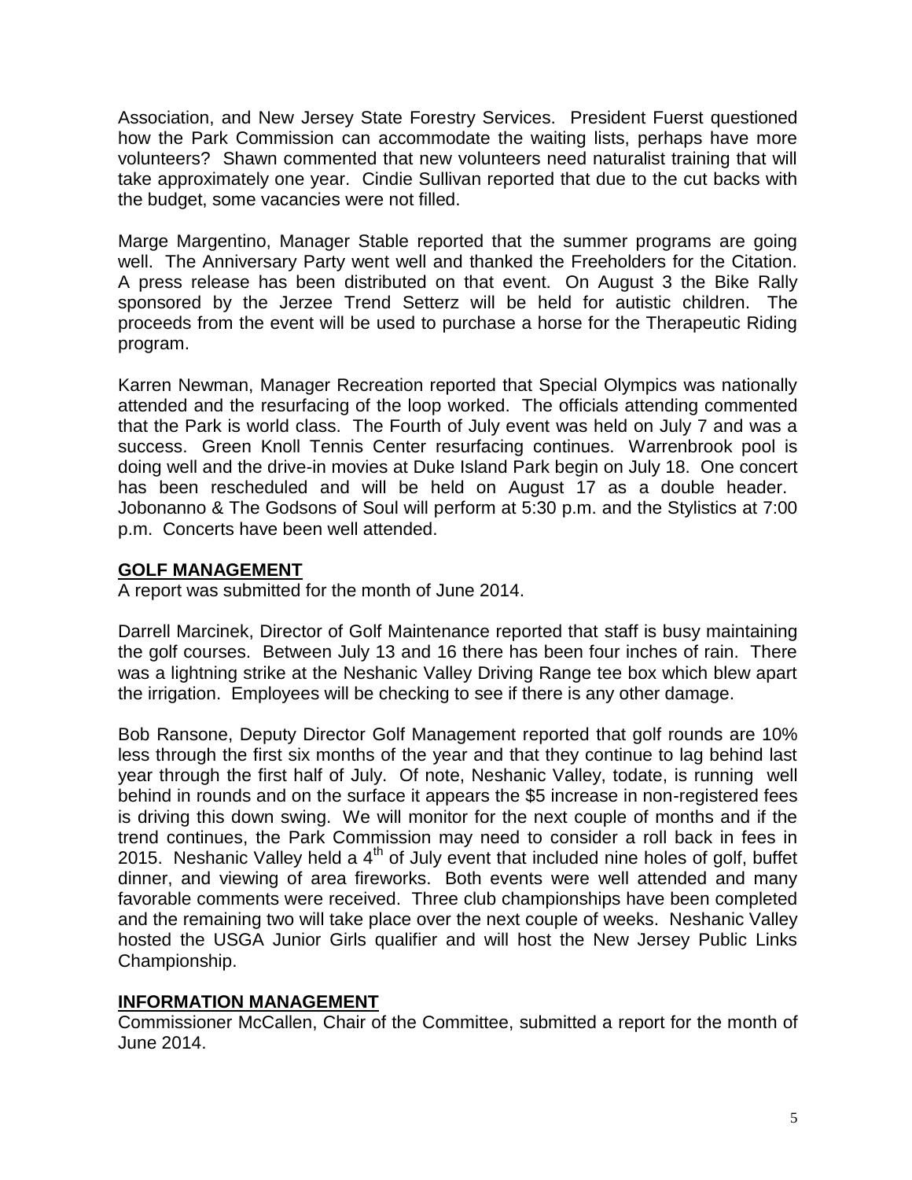Association, and New Jersey State Forestry Services. President Fuerst questioned how the Park Commission can accommodate the waiting lists, perhaps have more volunteers? Shawn commented that new volunteers need naturalist training that will take approximately one year. Cindie Sullivan reported that due to the cut backs with the budget, some vacancies were not filled.

Marge Margentino, Manager Stable reported that the summer programs are going well. The Anniversary Party went well and thanked the Freeholders for the Citation. A press release has been distributed on that event. On August 3 the Bike Rally sponsored by the Jerzee Trend Setterz will be held for autistic children. The proceeds from the event will be used to purchase a horse for the Therapeutic Riding program.

Karren Newman, Manager Recreation reported that Special Olympics was nationally attended and the resurfacing of the loop worked. The officials attending commented that the Park is world class. The Fourth of July event was held on July 7 and was a success. Green Knoll Tennis Center resurfacing continues. Warrenbrook pool is doing well and the drive-in movies at Duke Island Park begin on July 18. One concert has been rescheduled and will be held on August 17 as a double header. Jobonanno & The Godsons of Soul will perform at 5:30 p.m. and the Stylistics at 7:00 p.m. Concerts have been well attended.

**GOLF MANAGEMENT**

A report was submitted for the month of June 2014.

Darrell Marcinek, Director of Golf Maintenance reported that staff is busy maintaining the golf courses. Between July 13 and 16 there has been four inches of rain. There was a lightning strike at the Neshanic Valley Driving Range tee box which blew apart the irrigation. Employees will be checking to see if there is any other damage.

Bob Ransone, Deputy Director Golf Management reported that golf rounds are 10% less through the first six months of the year and that they continue to lag behind last year through the first half of July. Of note, Neshanic Valley, todate, is running well behind in rounds and on the surface it appears the $5 increase in non-registered fees is driving this down swing. We will monitor for the next couple of months and if the trend continues, the Park Commission may need to consider a roll back in fees in 2015. Neshanic Valley held a 4th of July event that included nine holes of golf, buffet dinner, and viewing of area fireworks. Both events were well attended and many favorable comments were received. Three club championships have been completed and the remaining two will take place over the next couple of weeks. Neshanic Valley hosted the USGA Junior Girls qualifier and will host the New Jersey Public Links Championship.

**INFORMATION MANAGEMENT**

Commissioner McCallen, Chair of the Committee, submitted a report for the month of June 2014.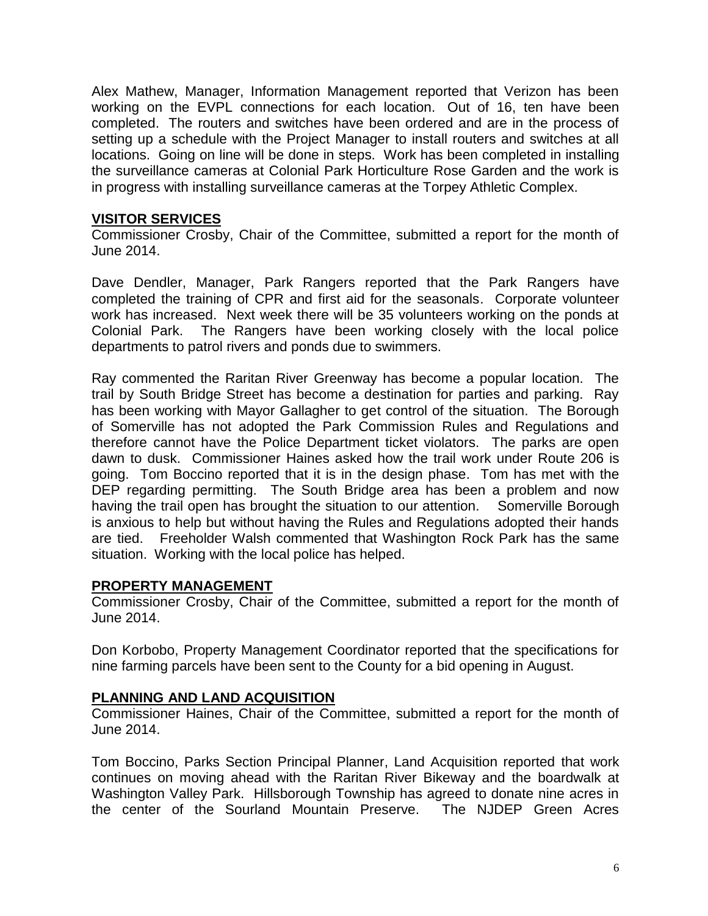Alex Mathew, Manager, Information Management reported that Verizon has been working on the EVPL connections for each location. Out of 16, ten have been completed. The routers and switches have been ordered and are in the process of setting up a schedule with the Project Manager to install routers and switches at all locations. Going on line will be done in steps. Work has been completed in installing the surveillance cameras at Colonial Park Horticulture Rose Garden and the work is in progress with installing surveillance cameras at the Torpey Athletic Complex.

## VISITOR SERVICES

Commissioner Crosby, Chair of the Committee, submitted a report for the month of June 2014.

Dave Dendler, Manager, Park Rangers reported that the Park Rangers have completed the training of CPR and first aid for the seasonals. Corporate volunteer work has increased. Next week there will be 35 volunteers working on the ponds at Colonial Park. The Rangers have been working closely with the local police departments to patrol rivers and ponds due to swimmers.

Ray commented the Raritan River Greenway has become a popular location. The trail by South Bridge Street has become a destination for parties and parking. Ray has been working with Mayor Gallagher to get control of the situation. The Borough of Somerville has not adopted the Park Commission Rules and Regulations and therefore cannot have the Police Department ticket violators. The parks are open dawn to dusk. Commissioner Haines asked how the trail work under Route 206 is going. Tom Boccino reported that it is in the design phase. Tom has met with the DEP regarding permitting. The South Bridge area has been a problem and now having the trail open has brought the situation to our attention. Somerville Borough is anxious to help but without having the Rules and Regulations adopted their hands are tied. Freeholder Walsh commented that Washington Rock Park has the same situation. Working with the local police has helped.

## PROPERTY MANAGEMENT

Commissioner Crosby, Chair of the Committee, submitted a report for the month of June 2014.

Don Korbobo, Property Management Coordinator reported that the specifications for nine farming parcels have been sent to the County for a bid opening in August.

## PLANNING AND LAND ACQUISITION

Commissioner Haines, Chair of the Committee, submitted a report for the month of June 2014.

Tom Boccino, Parks Section Principal Planner, Land Acquisition reported that work continues on moving ahead with the Raritan River Bikeway and the boardwalk at Washington Valley Park. Hillsborough Township has agreed to donate nine acres in the center of the Sourland Mountain Preserve. The NJDEP Green Acres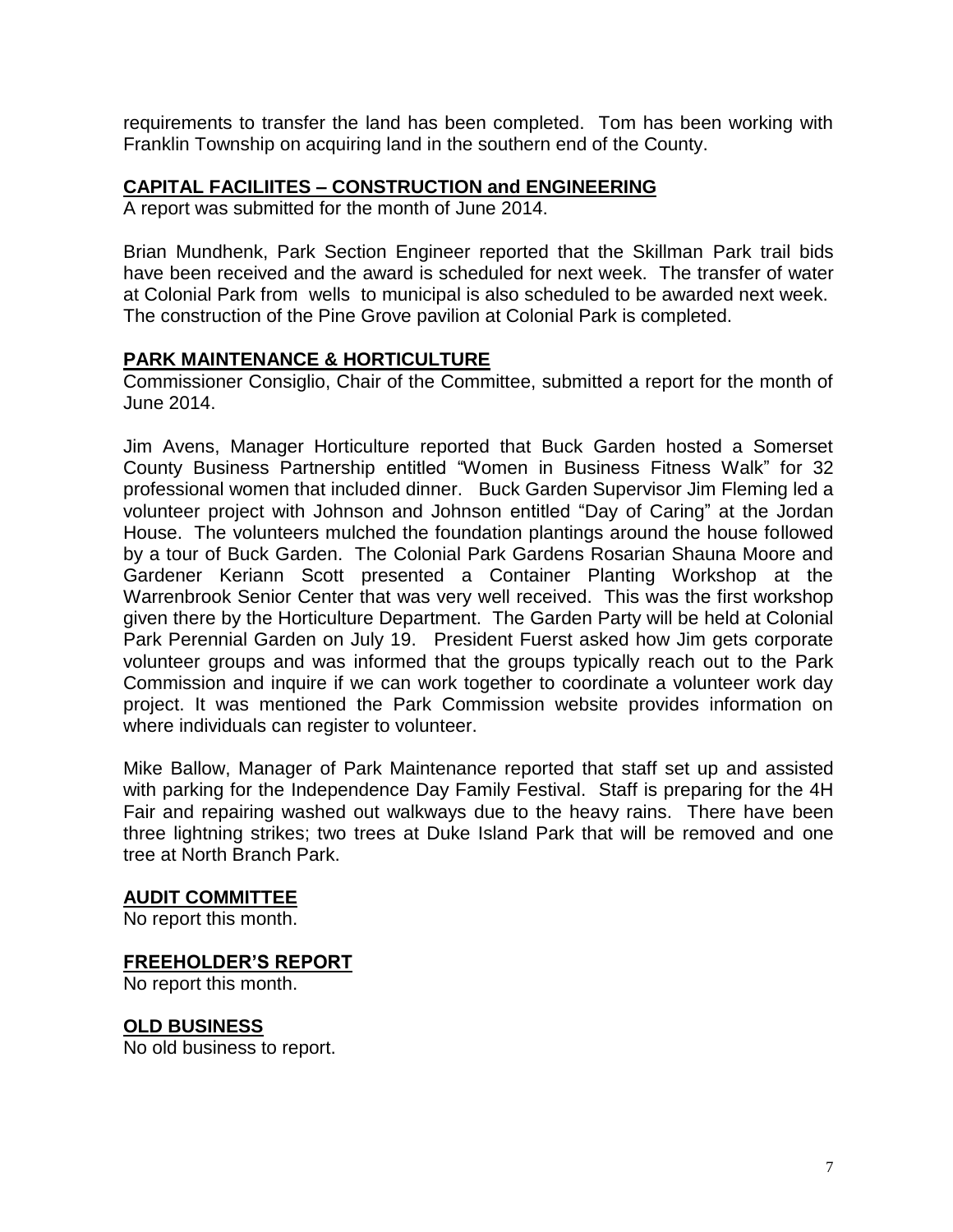requirements to transfer the land has been completed. Tom has been working with Franklin Township on acquiring land in the southern end of the County.

## CAPITAL FACILIITES – CONSTRUCTION and ENGINEERING

A report was submitted for the month of June 2014.

Brian Mundhenk, Park Section Engineer reported that the Skillman Park trail bids have been received and the award is scheduled for next week. The transfer of water at Colonial Park from wells to municipal is also scheduled to be awarded next week. The construction of the Pine Grove pavilion at Colonial Park is completed.

## PARK MAINTENANCE & HORTICULTURE

Commissioner Consiglio, Chair of the Committee, submitted a report for the month of June 2014.

Jim Avens, Manager Horticulture reported that Buck Garden hosted a Somerset County Business Partnership entitled "Women in Business Fitness Walk" for 32 professional women that included dinner. Buck Garden Supervisor Jim Fleming led a volunteer project with Johnson and Johnson entitled "Day of Caring" at the Jordan House. The volunteers mulched the foundation plantings around the house followed by a tour of Buck Garden. The Colonial Park Gardens Rosarian Shauna Moore and Gardener Keriann Scott presented a Container Planting Workshop at the Warrenbrook Senior Center that was very well received. This was the first workshop given there by the Horticulture Department. The Garden Party will be held at Colonial Park Perennial Garden on July 19. President Fuerst asked how Jim gets corporate volunteer groups and was informed that the groups typically reach out to the Park Commission and inquire if we can work together to coordinate a volunteer work day project. It was mentioned the Park Commission website provides information on where individuals can register to volunteer.

Mike Ballow, Manager of Park Maintenance reported that staff set up and assisted with parking for the Independence Day Family Festival. Staff is preparing for the 4H Fair and repairing washed out walkways due to the heavy rains. There have been three lightning strikes; two trees at Duke Island Park that will be removed and one tree at North Branch Park.

## AUDIT COMMITTEE

No report this month.

## FREEHOLDER'S REPORT

No report this month.

## OLD BUSINESS

No old business to report.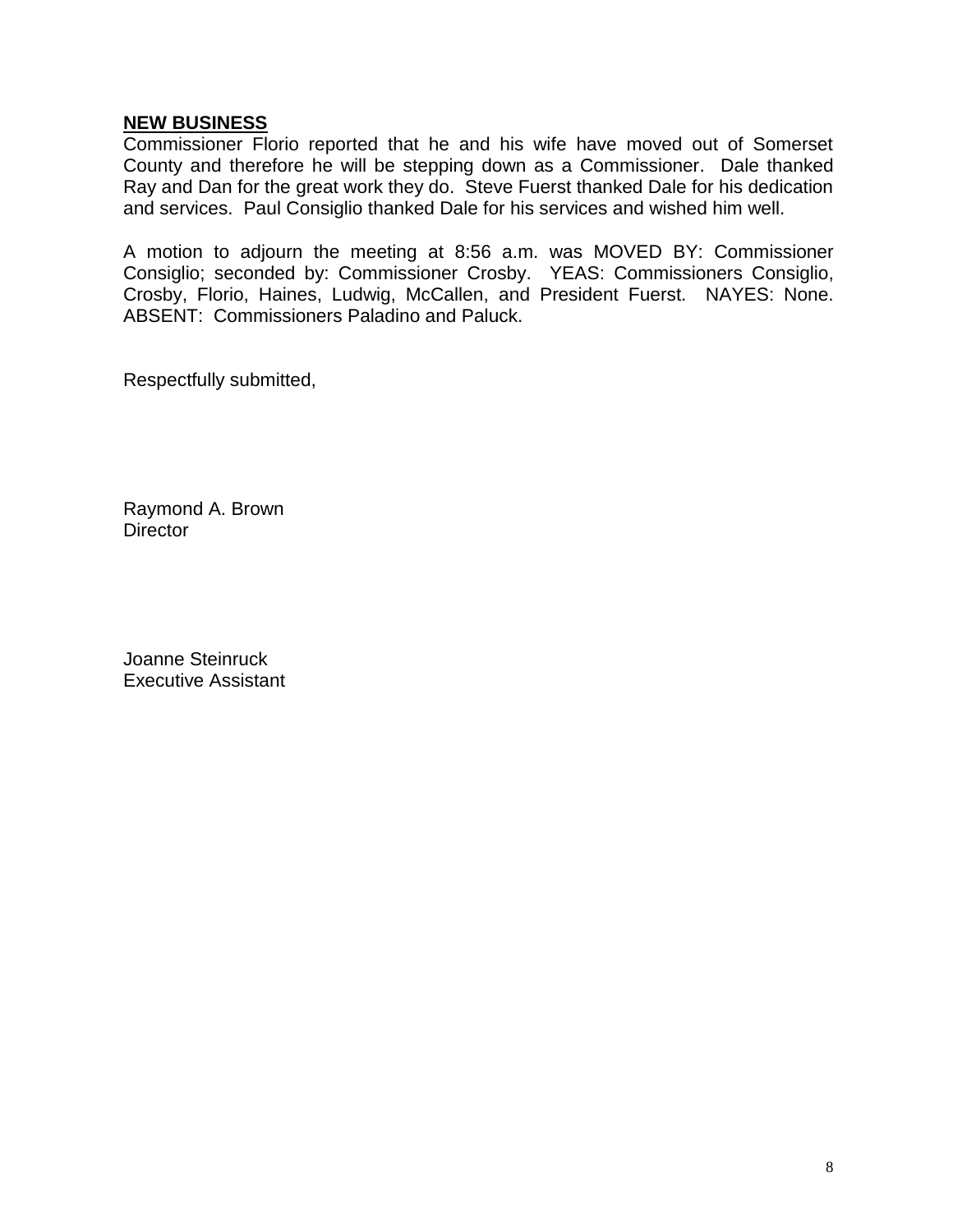**NEW BUSINESS**

Commissioner Florio reported that he and his wife have moved out of Somerset County and therefore he will be stepping down as a Commissioner. Dale thanked Ray and Dan for the great work they do. Steve Fuerst thanked Dale for his dedication and services. Paul Consiglio thanked Dale for his services and wished him well.

A motion to adjourn the meeting at 8:56 a.m. was MOVED BY: Commissioner Consiglio; seconded by: Commissioner Crosby. YEAS: Commissioners Consiglio, Crosby, Florio, Haines, Ludwig, McCallen, and President Fuerst. NAYES: None. ABSENT: Commissioners Paladino and Paluck.

Respectfully submitted,

Raymond A. Brown
Director

Joanne Steinruck
Executive Assistant